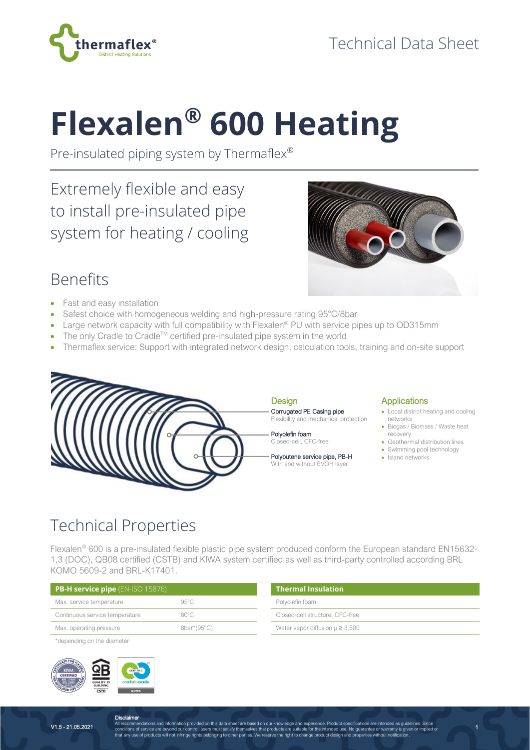Technical Data Sheet

# Flexalen® 600 Heating

Pre-insulated piping system by Thermaflex®

## Extremely flexible and easy to install pre-insulated pipe system for heating / cooling

## Benefits

- Fast and easy installation
- Safest choice with homogeneous welding and high-pressure rating 95°C/8bar
- Large network capacity with full compatibility with Flexalen® PU with service pipes up to OD315mm
- The only Cradle to Cradle™ certified pre-insulated pipe system in the world
- Thermaflex service: Support with integrated network design, calculation tools, training and on-site support

### Design

**Corrugated PE Casing pipe**
Flexibility and mechanical protection

**Polyolefin foam**
Closed-cell, CFC-free

**Polybutene service pipe, PB-H**
With and without EVOH layer

### Applications

- Local district heating and cooling networks
- Biogas / Biomass / Waste heat recovery
- Geothermal distribution lines
- Swimming pool technology
- Island networks

## Technical Properties

Flexalen® 600 is a pre-insulated flexible plastic pipe system produced conform the European standard EN15632-1,3 (DOC), QB08 certified (CSTB) and KIWA system certified as well as third-party controlled according BRL KOMO 5609-2 and BRL-K17401.

| **PB-H service pipe** (EN-ISO 15876) | |
|---|---|
| Max. service temperature | 95°C |
| Continuous service temperature | 80°C |
| Max. operating pressure | 8bar*(95°C) |

*depending on the diameter

| **Thermal Insulation** |
|---|
| Polyolefin foam |
| Closed-cell structure, CFC-free |
| Water vapor diffusion μ ≥ 3,500 |

V1.5 - 21.05.2021

**Disclaimer**
All recommendations and information provided on this data sheet are based on our knowledge and experience. Product specifications are intended as guidelines. Since conditions of service are beyond our control, users must satisfy themselves that products are suitable for the intended use. No guarantee or warranty is given or implied or that any use of products will not infringe rights belonging to other parties. We reserve the right to change product design and properties without notification.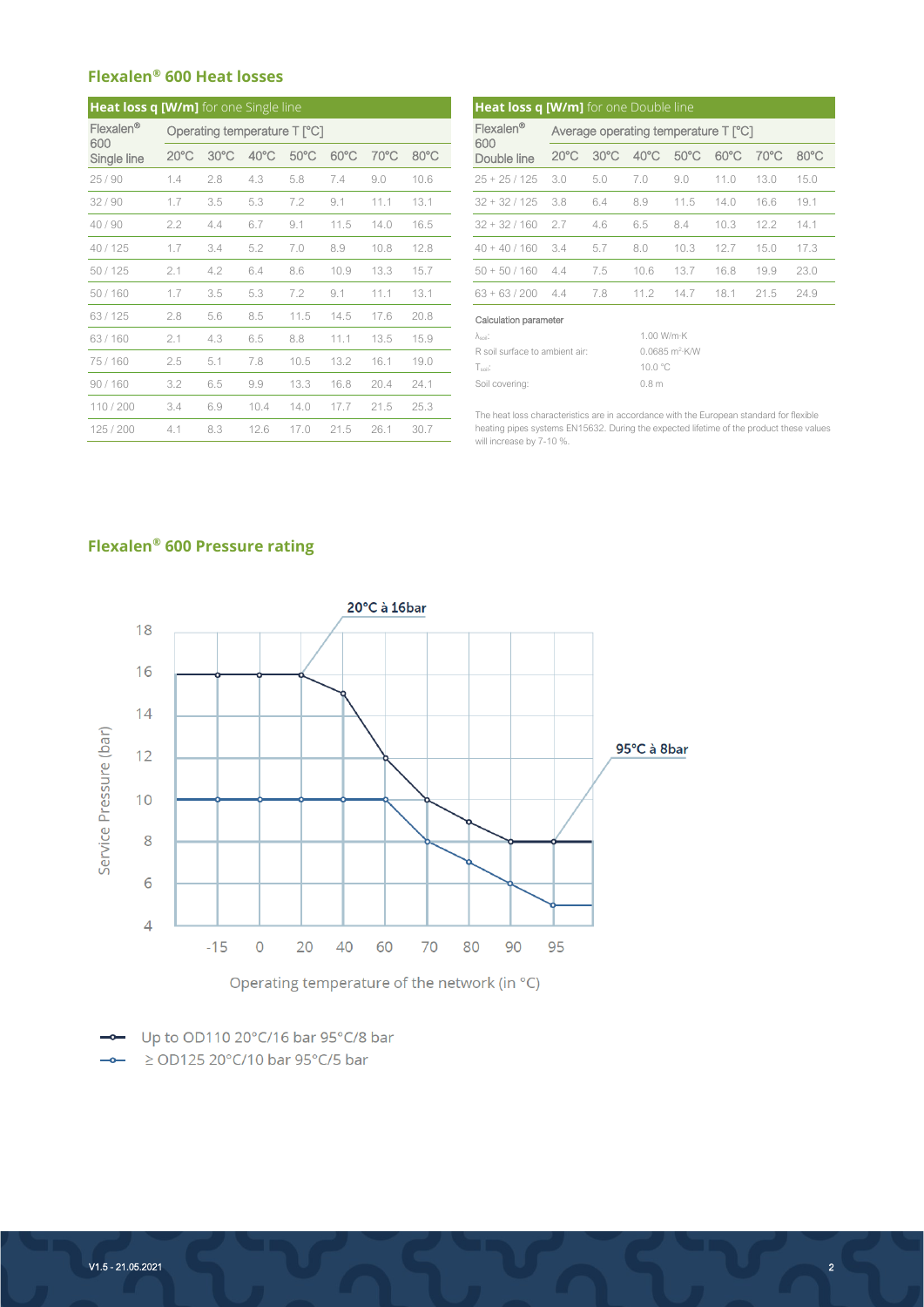## Flexalen® 600 Heat losses

| Flexalen® 600 Single line | Operating temperature T [°C] | | | | | | |
|---|---|---|---|---|---|---|---|
| | 20°C | 30°C | 40°C | 50°C | 60°C | 70°C | 80°C |
| 25 / 90 | 1.4 | 2.8 | 4.3 | 5.8 | 7.4 | 9.0 | 10.6 |
| 32 / 90 | 1.7 | 3.5 | 5.3 | 7.2 | 9.1 | 11.1 | 13.1 |
| 40 / 90 | 2.2 | 4.4 | 6.7 | 9.1 | 11.5 | 14.0 | 16.5 |
| 40 / 125 | 1.7 | 3.4 | 5.2 | 7.0 | 8.9 | 10.8 | 12.8 |
| 50 / 125 | 2.1 | 4.2 | 6.4 | 8.6 | 10.9 | 13.3 | 15.7 |
| 50 / 160 | 1.7 | 3.5 | 5.3 | 7.2 | 9.1 | 11.1 | 13.1 |
| 63 / 125 | 2.8 | 5.6 | 8.5 | 11.5 | 14.5 | 17.6 | 20.8 |
| 63 / 160 | 2.1 | 4.3 | 6.5 | 8.8 | 11.1 | 13.5 | 15.9 |
| 75 / 160 | 2.5 | 5.1 | 7.8 | 10.5 | 13.2 | 16.1 | 19.0 |
| 90 / 160 | 3.2 | 6.5 | 9.9 | 13.3 | 16.8 | 20.4 | 24.1 |
| 110 / 200 | 3.4 | 6.9 | 10.4 | 14.0 | 17.7 | 21.5 | 25.3 |
| 125 / 200 | 4.1 | 8.3 | 12.6 | 17.0 | 21.5 | 26.1 | 30.7 |

Table title: **Heat loss q [W/m]** for one Single line

| Flexalen® 600 Double line | Average operating temperature T [°C] | | | | | | |
|---|---|---|---|---|---|---|---|
| | 20°C | 30°C | 40°C | 50°C | 60°C | 70°C | 80°C |
| 25 + 25 / 125 | 3.0 | 5.0 | 7.0 | 9.0 | 11.0 | 13.0 | 15.0 |
| 32 + 32 / 125 | 3.8 | 6.4 | 8.9 | 11.5 | 14.0 | 16.6 | 19.1 |
| 32 + 32 / 160 | 2.7 | 4.6 | 6.5 | 8.4 | 10.3 | 12.2 | 14.1 |
| 40 + 40 / 160 | 3.4 | 5.7 | 8.0 | 10.3 | 12.7 | 15.0 | 17.3 |
| 50 + 50 / 160 | 4.4 | 7.5 | 10.6 | 13.7 | 16.8 | 19.9 | 23.0 |
| 63 + 63 / 200 | 4.4 | 7.8 | 11.2 | 14.7 | 18.1 | 21.5 | 24.9 |

Table title: **Heat loss q [W/m]** for one Double line

Calculation parameter

| | |
|---|---|
| $\lambda_{soil}$: | 1.00 W/m·K |
| R soil surface to ambient air: | 0.0685 m²·K/W |
| $T_{soil}$: | 10.0 °C |
| Soil covering: | 0.8 m |

The heat loss characteristics are in accordance with the European standard for flexible heating pipes systems EN15632. During the expected lifetime of the product these values will increase by 7-10 %.

## Flexalen® 600 Pressure rating

Chart: Service Pressure (bar) vs. Operating temperature of the network (in °C)

Annotations: 20°C à 16bar; 95°C à 8bar

- Up to OD110 20°C/16 bar 95°C/8 bar
- ≥ OD125 20°C/10 bar 95°C/5 bar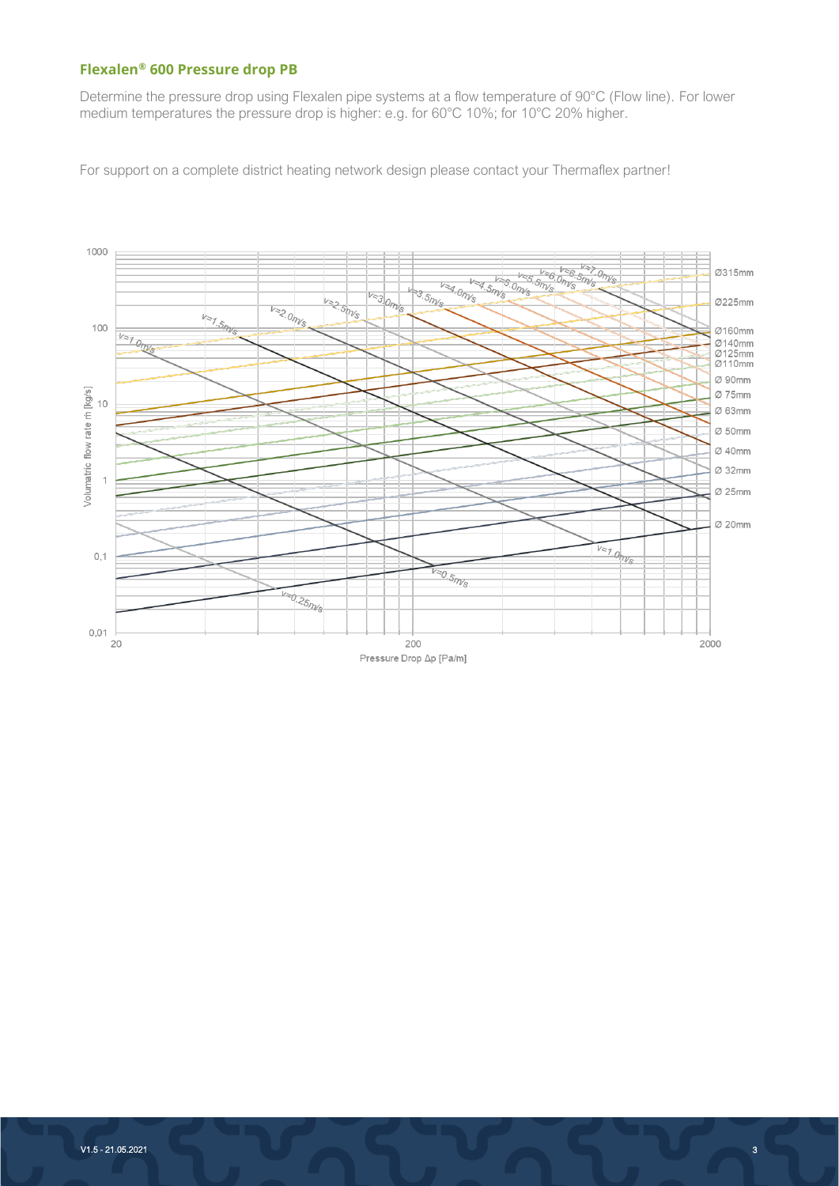## Flexalen® 600 Pressure drop PB

Determine the pressure drop using Flexalen pipe systems at a flow temperature of 90°C (Flow line). For lower medium temperatures the pressure drop is higher: e.g. for 60°C 10%; for 10°C 20% higher.

For support on a complete district heating network design please contact your Thermaflex partner!

Volumatric flow rate ṁ [kg/s]

Pressure Drop Δp [Pa/m]

Ø315mm, Ø225mm, Ø160mm, Ø140mm, Ø125mm, Ø110mm, Ø 90mm, Ø 75mm, Ø 63mm, Ø 50mm, Ø 40mm, Ø 32mm, Ø 25mm, Ø 20mm

v=0.25m/s, v=0.5m/s, v=1.0m/s, v=1.5m/s, v=2.0m/s, v=2.5m/s, v=3.0m/s, v=3.5m/s, v=4.0m/s, v=4.5m/s, v=5.0m/s, v=5.5m/s, v=6.0m/s, v=6.5m/s, v=7.0m/s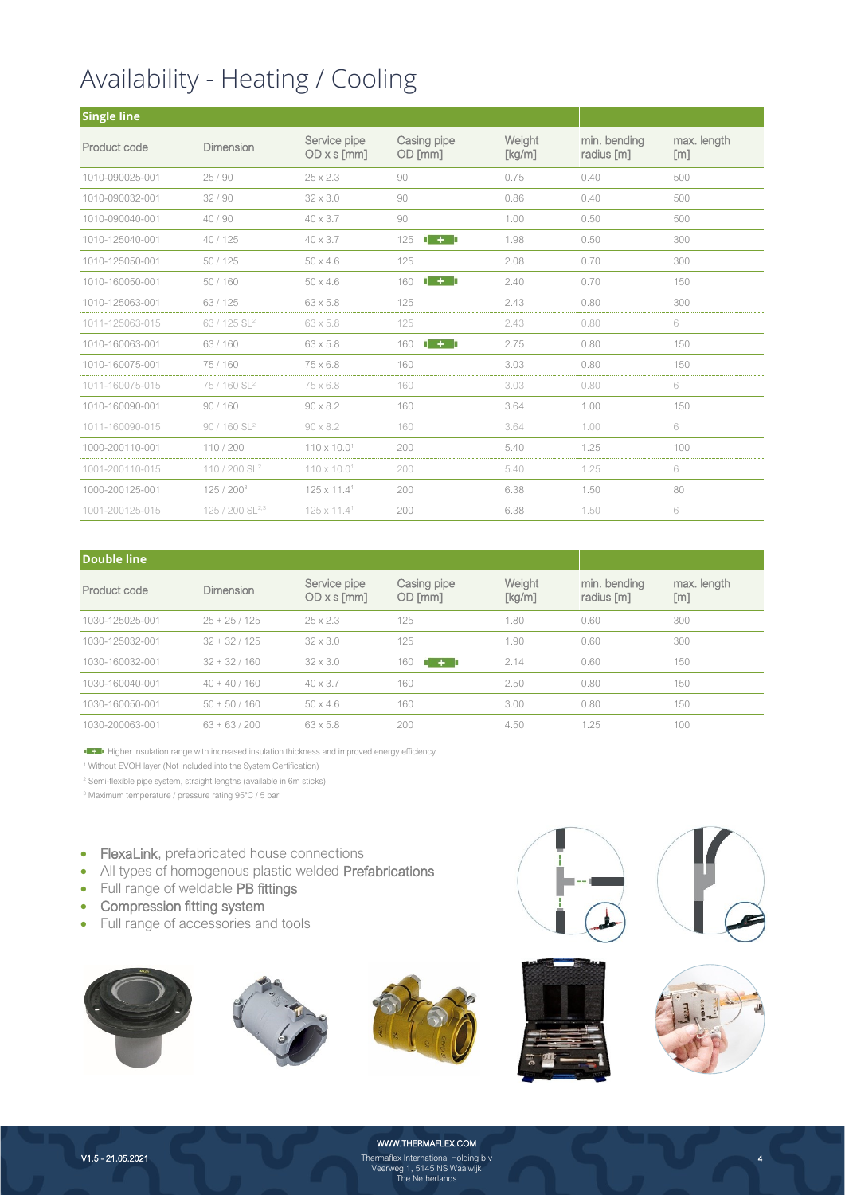# Availability - Heating / Cooling

**Single line**

| Product code | Dimension | Service pipe OD x s [mm] | Casing pipe OD [mm] | Weight [kg/m] | min. bending radius [m] | max. length [m] |
|---|---|---|---|---|---|---|
| 1010-090025-001 | 25 / 90 | 25 x 2.3 | 90 | 0.75 | 0.40 | 500 |
| 1010-090032-001 | 32 / 90 | 32 x 3.0 | 90 | 0.86 | 0.40 | 500 |
| 1010-090040-001 | 40 / 90 | 40 x 3.7 | 90 | 1.00 | 0.50 | 500 |
| 1010-125040-001 | 40 / 125 | 40 x 3.7 | 125 + | 1.98 | 0.50 | 300 |
| 1010-125050-001 | 50 / 125 | 50 x 4.6 | 125 | 2.08 | 0.70 | 300 |
| 1010-160050-001 | 50 / 160 | 50 x 4.6 | 160 + | 2.40 | 0.70 | 150 |
| 1010-125063-001 | 63 / 125 | 63 x 5.8 | 125 | 2.43 | 0.80 | 300 |
| 1011-125063-015 | 63 / 125 SL[2] | 63 x 5.8 | 125 | 2.43 | 0.80 | 6 |
| 1010-160063-001 | 63 / 160 | 63 x 5.8 | 160 + | 2.75 | 0.80 | 150 |
| 1010-160075-001 | 75 / 160 | 75 x 6.8 | 160 | 3.03 | 0.80 | 150 |
| 1011-160075-015 | 75 / 160 SL[2] | 75 x 6.8 | 160 | 3.03 | 0.80 | 6 |
| 1010-160090-001 | 90 / 160 | 90 x 8.2 | 160 | 3.64 | 1.00 | 150 |
| 1011-160090-015 | 90 / 160 SL[2] | 90 x 8.2 | 160 | 3.64 | 1.00 | 6 |
| 1000-200110-001 | 110 / 200 | 110 x 10.0[1] | 200 | 5.40 | 1.25 | 100 |
| 1001-200110-015 | 110 / 200 SL[2] | 110 x 10.0[1] | 200 | 5.40 | 1.25 | 6 |
| 1000-200125-001 | 125 / 200[3] | 125 x 11.4[1] | 200 | 6.38 | 1.50 | 80 |
| 1001-200125-015 | 125 / 200 SL[2,3] | 125 x 11.4[1] | 200 | 6.38 | 1.50 | 6 |

**Double line**

| Product code | Dimension | Service pipe OD x s [mm] | Casing pipe OD [mm] | Weight [kg/m] | min. bending radius [m] | max. length [m] |
|---|---|---|---|---|---|---|
| 1030-125025-001 | 25 + 25 / 125 | 25 x 2.3 | 125 | 1.80 | 0.60 | 300 |
| 1030-125032-001 | 32 + 32 / 125 | 32 x 3.0 | 125 | 1.90 | 0.60 | 300 |
| 1030-160032-001 | 32 + 32 / 160 | 32 x 3.0 | 160 + | 2.14 | 0.60 | 150 |
| 1030-160040-001 | 40 + 40 / 160 | 40 x 3.7 | 160 | 2.50 | 0.80 | 150 |
| 1030-160050-001 | 50 + 50 / 160 | 50 x 4.6 | 160 | 3.00 | 0.80 | 150 |
| 1030-200063-001 | 63 + 63 / 200 | 63 x 5.8 | 200 | 4.50 | 1.25 | 100 |

\+ Higher insulation range with increased insulation thickness and improved energy efficiency

[1] Without EVOH layer (Not included into the System Certification)

[2] Semi-flexible pipe system, straight lengths (available in 6m sticks)

[3] Maximum temperature / pressure rating 95°C / 5 bar

- **FlexaLink**, prefabricated house connections
- All types of homogenous plastic welded **Prefabrications**
- Full range of weldable **PB fittings**
- **Compression fitting system**
- Full range of accessories and tools

WWW.THERMAFLEX.COM

Thermaflex International Holding b.v
Veerweg 1, 5145 NS Waalwijk
The Netherlands

V1.5 - 21.05.2021